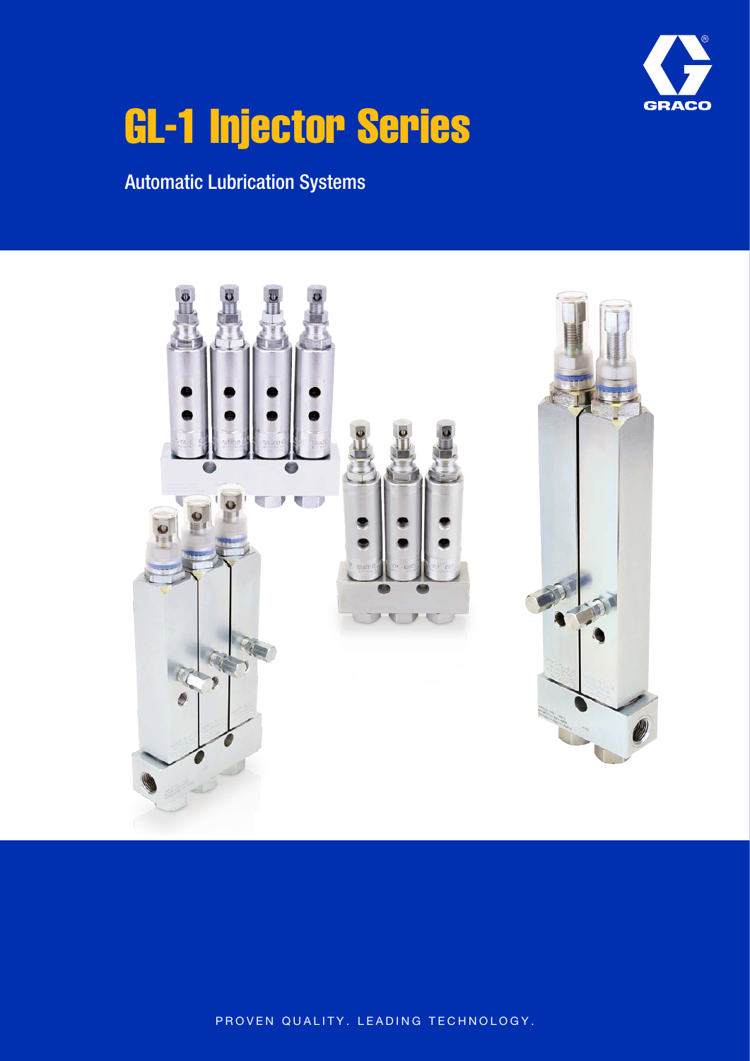# GL-1 Injector Series

## Automatic Lubrication Systems

PROVEN QUALITY. LEADING TECHNOLOGY.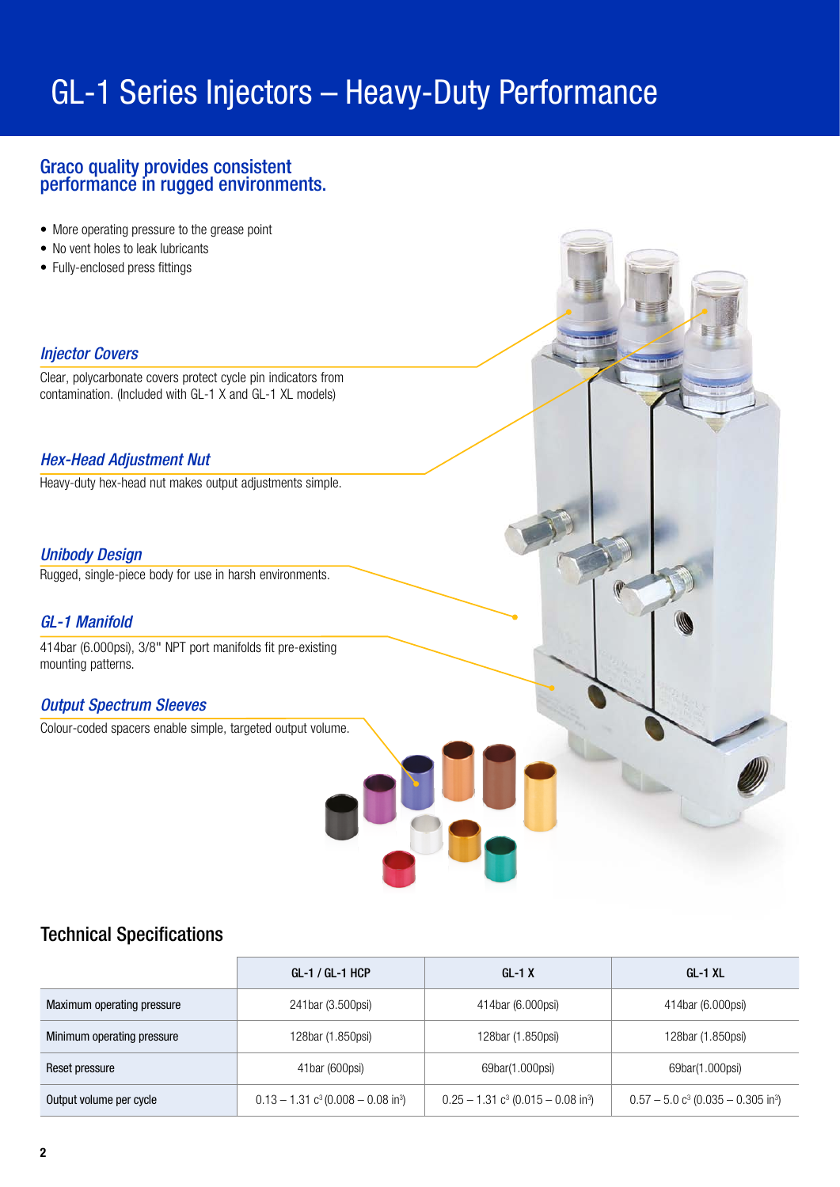# GL-1 Series Injectors – Heavy-Duty Performance

## Graco quality provides consistent performance in rugged environments.

- More operating pressure to the grease point
- No vent holes to leak lubricants
- Fully-enclosed press fittings

### *Injector Covers*

Clear, polycarbonate covers protect cycle pin indicators from contamination. (Included with GL-1 X and GL-1 XL models)

### *Hex-Head Adjustment Nut*

Heavy-duty hex-head nut makes output adjustments simple.

### *Unibody Design*

Rugged, single-piece body for use in harsh environments.

### *GL-1 Manifold*

414bar (6.000psi), 3/8" NPT port manifolds fit pre-existing mounting patterns.

### *Output Spectrum Sleeves*

Colour-coded spacers enable simple, targeted output volume.

## Technical Specifications

| | GL-1 / GL-1 HCP | GL-1 X | GL-1 XL |
|---|---|---|---|
| Maximum operating pressure | 241bar (3.500psi) | 414bar (6.000psi) | 414bar (6.000psi) |
| Minimum operating pressure | 128bar (1.850psi) | 128bar (1.850psi) | 128bar (1.850psi) |
| Reset pressure | 41bar (600psi) | 69bar(1.000psi) | 69bar(1.000psi) |
| Output volume per cycle | 0.13 – 1.31 $c^3$ (0.008 – 0.08 $in^3$) | 0.25 – 1.31 $c^3$ (0.015 – 0.08 $in^3$) | 0.57 – 5.0 $c^3$ (0.035 – 0.305 $in^3$) |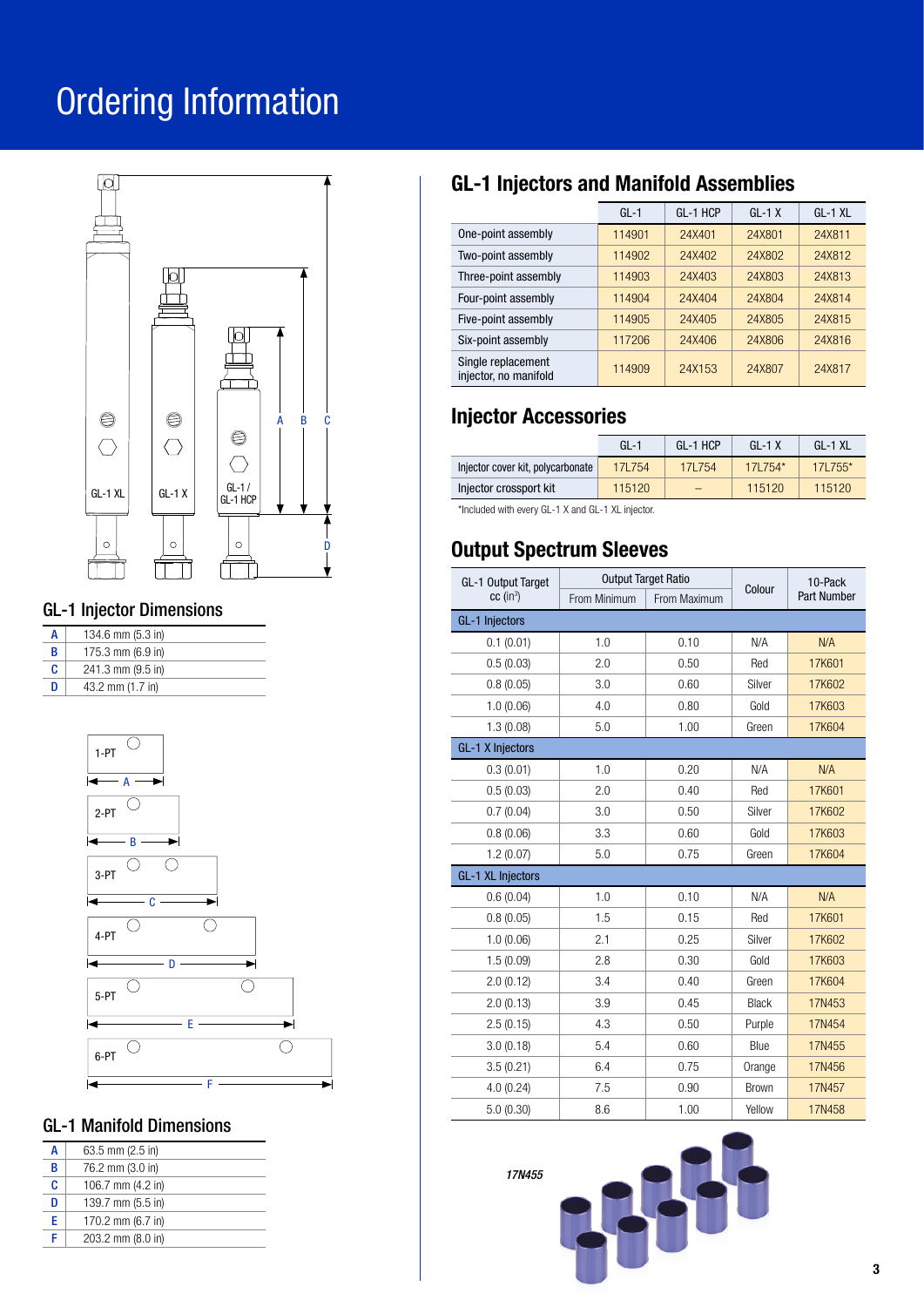# Ordering Information

GL-1 XL GL-1 X GL-1 / GL-1 HCP

A B C D

## GL-1 Injector Dimensions

| | |
|---|---|
| A | 134.6 mm (5.3 in) |
| B | 175.3 mm (6.9 in) |
| C | 241.3 mm (9.5 in) |
| D | 43.2 mm (1.7 in) |

1-PT A
2-PT B
3-PT C
4-PT D
5-PT E
6-PT F

## GL-1 Manifold Dimensions

| | |
|---|---|
| A | 63.5 mm (2.5 in) |
| B | 76.2 mm (3.0 in) |
| C | 106.7 mm (4.2 in) |
| D | 139.7 mm (5.5 in) |
| E | 170.2 mm (6.7 in) |
| F | 203.2 mm (8.0 in) |

## GL-1 Injectors and Manifold Assemblies

| | GL-1 | GL-1 HCP | GL-1 X | GL-1 XL |
|---|---|---|---|---|
| One-point assembly | 114901 | 24X401 | 24X801 | 24X811 |
| Two-point assembly | 114902 | 24X402 | 24X802 | 24X812 |
| Three-point assembly | 114903 | 24X403 | 24X803 | 24X813 |
| Four-point assembly | 114904 | 24X404 | 24X804 | 24X814 |
| Five-point assembly | 114905 | 24X405 | 24X805 | 24X815 |
| Six-point assembly | 117206 | 24X406 | 24X806 | 24X816 |
| Single replacement injector, no manifold | 114909 | 24X153 | 24X807 | 24X817 |

## Injector Accessories

| | GL-1 | GL-1 HCP | GL-1 X | GL-1 XL |
|---|---|---|---|---|
| Injector cover kit, polycarbonate | 17L754 | 17L754 | 17L754* | 17L755* |
| Injector crossport kit | 115120 | – | 115120 | 115120 |

*Included with every GL-1 X and GL-1 XL injector.

## Output Spectrum Sleeves

| GL-1 Output Target cc ($in^3$) | Output Target Ratio | | Colour | 10-Pack Part Number |
|---|---|---|---|---|
| | From Minimum | From Maximum | | |
| **GL-1 Injectors** | | | | |
| 0.1 (0.01) | 1.0 | 0.10 | N/A | N/A |
| 0.5 (0.03) | 2.0 | 0.50 | Red | 17K601 |
| 0.8 (0.05) | 3.0 | 0.60 | Silver | 17K602 |
| 1.0 (0.06) | 4.0 | 0.80 | Gold | 17K603 |
| 1.3 (0.08) | 5.0 | 1.00 | Green | 17K604 |
| **GL-1 X Injectors** | | | | |
| 0.3 (0.01) | 1.0 | 0.20 | N/A | N/A |
| 0.5 (0.03) | 2.0 | 0.40 | Red | 17K601 |
| 0.7 (0.04) | 3.0 | 0.50 | Silver | 17K602 |
| 0.8 (0.06) | 3.3 | 0.60 | Gold | 17K603 |
| 1.2 (0.07) | 5.0 | 0.75 | Green | 17K604 |
| **GL-1 XL Injectors** | | | | |
| 0.6 (0.04) | 1.0 | 0.10 | N/A | N/A |
| 0.8 (0.05) | 1.5 | 0.15 | Red | 17K601 |
| 1.0 (0.06) | 2.1 | 0.25 | Silver | 17K602 |
| 1.5 (0.09) | 2.8 | 0.30 | Gold | 17K603 |
| 2.0 (0.12) | 3.4 | 0.40 | Green | 17K604 |
| 2.0 (0.13) | 3.9 | 0.45 | Black | 17N453 |
| 2.5 (0.15) | 4.3 | 0.50 | Purple | 17N454 |
| 3.0 (0.18) | 5.4 | 0.60 | Blue | 17N455 |
| 3.5 (0.21) | 6.4 | 0.75 | Orange | 17N456 |
| 4.0 (0.24) | 7.5 | 0.90 | Brown | 17N457 |
| 5.0 (0.30) | 8.6 | 1.00 | Yellow | 17N458 |

*17N455*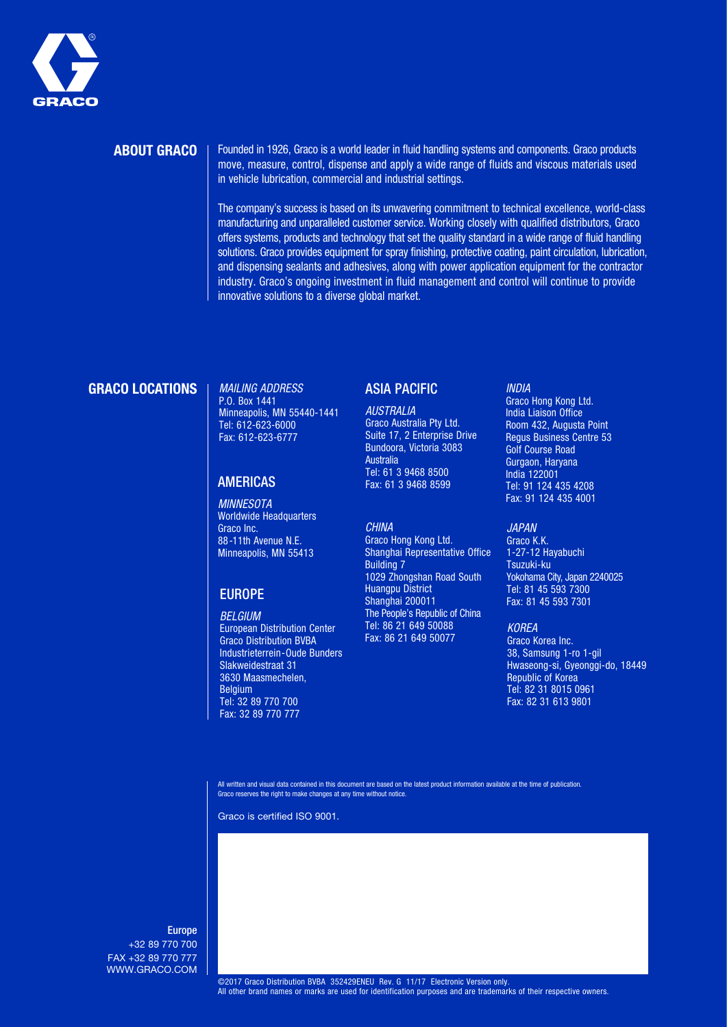GRACO

## ABOUT GRACO

Founded in 1926, Graco is a world leader in fluid handling systems and components. Graco products move, measure, control, dispense and apply a wide range of fluids and viscous materials used in vehicle lubrication, commercial and industrial settings.

The company's success is based on its unwavering commitment to technical excellence, world-class manufacturing and unparalleled customer service. Working closely with qualified distributors, Graco offers systems, products and technology that set the quality standard in a wide range of fluid handling solutions. Graco provides equipment for spray finishing, protective coating, paint circulation, lubrication, and dispensing sealants and adhesives, along with power application equipment for the contractor industry. Graco's ongoing investment in fluid management and control will continue to provide innovative solutions to a diverse global market.

## GRACO LOCATIONS

*MAILING ADDRESS*
P.O. Box 1441
Minneapolis, MN 55440-1441
Tel: 612-623-6000
Fax: 612-623-6777

### AMERICAS

*MINNESOTA*
Worldwide Headquarters
Graco Inc.
88-11th Avenue N.E.
Minneapolis, MN 55413

### EUROPE

*BELGIUM*
European Distribution Center
Graco Distribution BVBA
Industrieterrein-Oude Bunders
Slakweidestraat 31
3630 Maasmechelen,
Belgium
Tel: 32 89 770 700
Fax: 32 89 770 777

### ASIA PACIFIC

*AUSTRALIA*
Graco Australia Pty Ltd.
Suite 17, 2 Enterprise Drive
Bundoora, Victoria 3083
Australia
Tel: 61 3 9468 8500
Fax: 61 3 9468 8599

*CHINA*
Graco Hong Kong Ltd.
Shanghai Representative Office
Building 7
1029 Zhongshan Road South
Huangpu District
Shanghai 200011
The People's Republic of China
Tel: 86 21 649 50088
Fax: 86 21 649 50077

*INDIA*
Graco Hong Kong Ltd.
India Liaison Office
Room 432, Augusta Point
Regus Business Centre 53
Golf Course Road
Gurgaon, Haryana
India 122001
Tel: 91 124 435 4208
Fax: 91 124 435 4001

*JAPAN*
Graco K.K.
1-27-12 Hayabuchi
Tsuzuki-ku
Yokohama City, Japan 2240025
Tel: 81 45 593 7300
Fax: 81 45 593 7301

*KOREA*
Graco Korea Inc.
38, Samsung 1-ro 1-gil
Hwaseong-si, Gyeonggi-do, 18449
Republic of Korea
Tel: 82 31 8015 0961
Fax: 82 31 613 9801

All written and visual data contained in this document are based on the latest product information available at the time of publication.
Graco reserves the right to make changes at any time without notice.

Graco is certified ISO 9001.

**Europe**
+32 89 770 700
FAX +32 89 770 777
WWW.GRACO.COM

©2017 Graco Distribution BVBA 352429ENEU Rev. G 11/17 Electronic Version only.
All other brand names or marks are used for identification purposes and are trademarks of their respective owners.